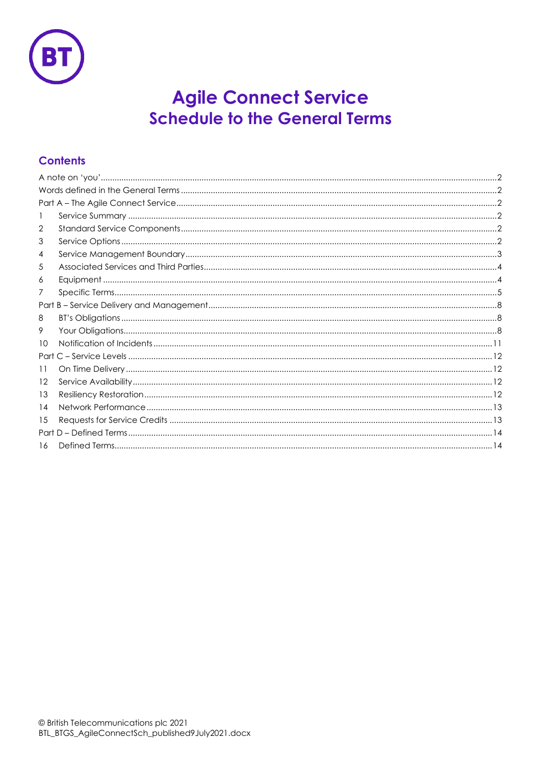# Agile Connect Service
## Schedule to the General Terms

### Contents

A note on 'you' ... 2
Words defined in the General Terms ... 2
Part A – The Agile Connect Service ... 2
1 Service Summary ... 2
2 Standard Service Components ... 2
3 Service Options ... 2
4 Service Management Boundary ... 3
5 Associated Services and Third Parties ... 4
6 Equipment ... 4
7 Specific Terms ... 5
Part B – Service Delivery and Management ... 8
8 BT's Obligations ... 8
9 Your Obligations ... 8
10 Notification of Incidents ... 11
Part C – Service Levels ... 12
11 On Time Delivery ... 12
12 Service Availability ... 12
13 Resiliency Restoration ... 12
14 Network Performance ... 13
15 Requests for Service Credits ... 13
Part D – Defined Terms ... 14
16 Defined Terms ... 14

© British Telecommunications plc 2021
BTL_BTGS_AgileConnectSch_published9July2021.docx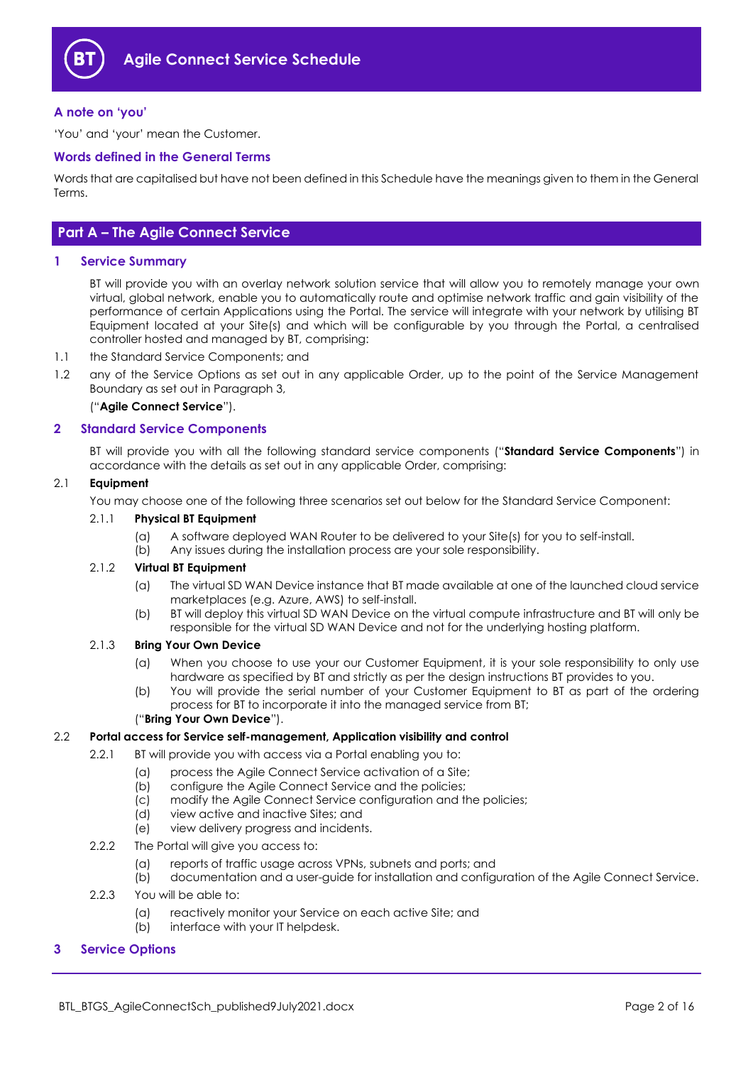# Agile Connect Service Schedule

### A note on 'you'

'You' and 'your' mean the Customer.

### Words defined in the General Terms

Words that are capitalised but have not been defined in this Schedule have the meanings given to them in the General Terms.

## Part A – The Agile Connect Service

### 1 Service Summary

BT will provide you with an overlay network solution service that will allow you to remotely manage your own virtual, global network, enable you to automatically route and optimise network traffic and gain visibility of the performance of certain Applications using the Portal. The service will integrate with your network by utilising BT Equipment located at your Site(s) and which will be configurable by you through the Portal, a centralised controller hosted and managed by BT, comprising:

1.1 the Standard Service Components; and

1.2 any of the Service Options as set out in any applicable Order, up to the point of the Service Management Boundary as set out in Paragraph 3,

("**Agile Connect Service**").

### 2 Standard Service Components

BT will provide you with all the following standard service components ("**Standard Service Components**") in accordance with the details as set out in any applicable Order, comprising:

2.1 **Equipment**

You may choose one of the following three scenarios set out below for the Standard Service Component:

2.1.1 **Physical BT Equipment**

(a) A software deployed WAN Router to be delivered to your Site(s) for you to self-install.
(b) Any issues during the installation process are your sole responsibility.

2.1.2 **Virtual BT Equipment**

(a) The virtual SD WAN Device instance that BT made available at one of the launched cloud service marketplaces (e.g. Azure, AWS) to self-install.
(b) BT will deploy this virtual SD WAN Device on the virtual compute infrastructure and BT will only be responsible for the virtual SD WAN Device and not for the underlying hosting platform.

2.1.3 **Bring Your Own Device**

(a) When you choose to use your our Customer Equipment, it is your sole responsibility to only use hardware as specified by BT and strictly as per the design instructions BT provides to you.
(b) You will provide the serial number of your Customer Equipment to BT as part of the ordering process for BT to incorporate it into the managed service from BT;

("**Bring Your Own Device**").

2.2 **Portal access for Service self-management, Application visibility and control**

2.2.1 BT will provide you with access via a Portal enabling you to:

(a) process the Agile Connect Service activation of a Site;
(b) configure the Agile Connect Service and the policies;
(c) modify the Agile Connect Service configuration and the policies;
(d) view active and inactive Sites; and
(e) view delivery progress and incidents.

2.2.2 The Portal will give you access to:

(a) reports of traffic usage across VPNs, subnets and ports; and
(b) documentation and a user-guide for installation and configuration of the Agile Connect Service.

2.2.3 You will be able to:

(a) reactively monitor your Service on each active Site; and
(b) interface with your IT helpdesk.

### 3 Service Options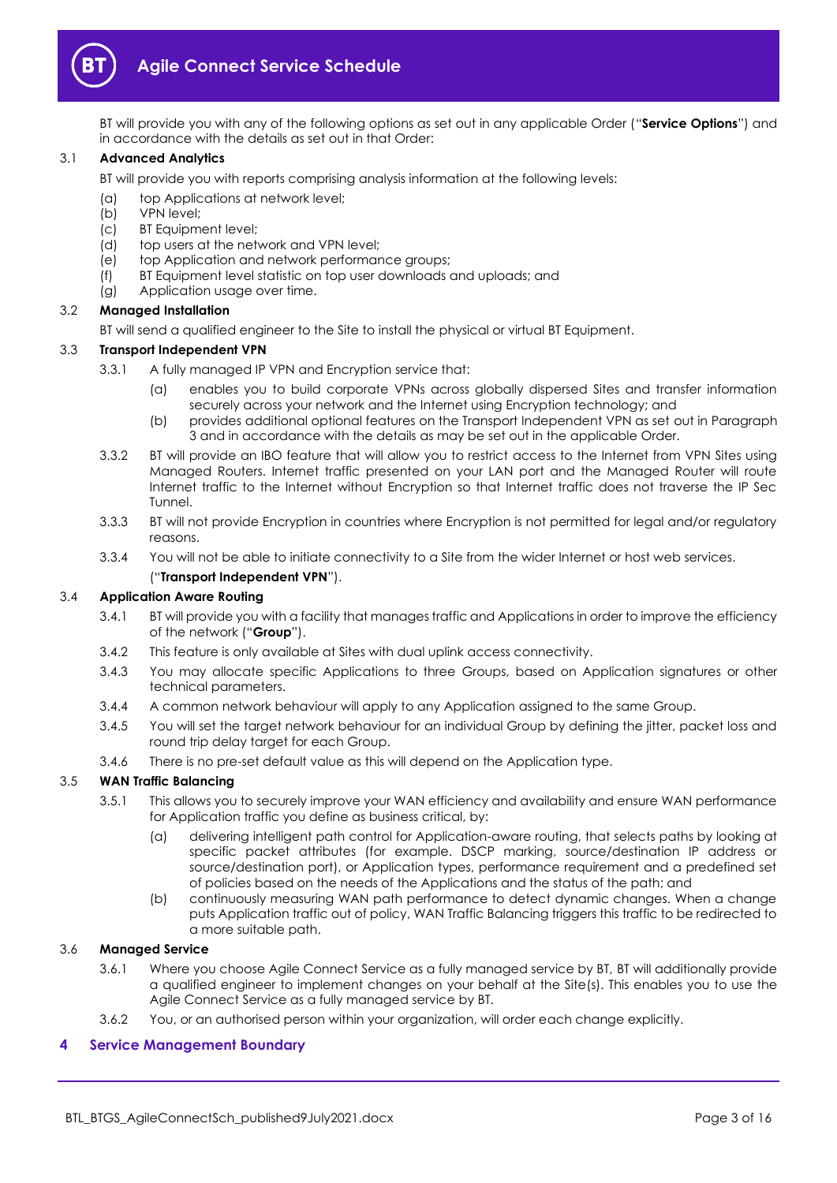BT will provide you with any of the following options as set out in any applicable Order ("**Service Options**") and in accordance with the details as set out in that Order:

### 3.1 Advanced Analytics

BT will provide you with reports comprising analysis information at the following levels:

(a) top Applications at network level;
(b) VPN level;
(c) BT Equipment level;
(d) top users at the network and VPN level;
(e) top Application and network performance groups;
(f) BT Equipment level statistic on top user downloads and uploads; and
(g) Application usage over time.

### 3.2 Managed Installation

BT will send a qualified engineer to the Site to install the physical or virtual BT Equipment.

### 3.3 Transport Independent VPN

3.3.1 A fully managed IP VPN and Encryption service that:

(a) enables you to build corporate VPNs across globally dispersed Sites and transfer information securely across your network and the Internet using Encryption technology; and
(b) provides additional optional features on the Transport Independent VPN as set out in Paragraph 3 and in accordance with the details as may be set out in the applicable Order.

3.3.2 BT will provide an IBO feature that will allow you to restrict access to the Internet from VPN Sites using Managed Routers. Internet traffic presented on your LAN port and the Managed Router will route Internet traffic to the Internet without Encryption so that Internet traffic does not traverse the IP Sec Tunnel.

3.3.3 BT will not provide Encryption in countries where Encryption is not permitted for legal and/or regulatory reasons.

3.3.4 You will not be able to initiate connectivity to a Site from the wider Internet or host web services.

("**Transport Independent VPN**").

### 3.4 Application Aware Routing

3.4.1 BT will provide you with a facility that manages traffic and Applications in order to improve the efficiency of the network ("**Group**").

3.4.2 This feature is only available at Sites with dual uplink access connectivity.

3.4.3 You may allocate specific Applications to three Groups, based on Application signatures or other technical parameters.

3.4.4 A common network behaviour will apply to any Application assigned to the same Group.

3.4.5 You will set the target network behaviour for an individual Group by defining the jitter, packet loss and round trip delay target for each Group.

3.4.6 There is no pre-set default value as this will depend on the Application type.

### 3.5 WAN Traffic Balancing

3.5.1 This allows you to securely improve your WAN efficiency and availability and ensure WAN performance for Application traffic you define as business critical, by:

(a) delivering intelligent path control for Application-aware routing, that selects paths by looking at specific packet attributes (for example. DSCP marking, source/destination IP address or source/destination port), or Application types, performance requirement and a predefined set of policies based on the needs of the Applications and the status of the path; and
(b) continuously measuring WAN path performance to detect dynamic changes. When a change puts Application traffic out of policy, WAN Traffic Balancing triggers this traffic to be redirected to a more suitable path.

### 3.6 Managed Service

3.6.1 Where you choose Agile Connect Service as a fully managed service by BT, BT will additionally provide a qualified engineer to implement changes on your behalf at the Site(s). This enables you to use the Agile Connect Service as a fully managed service by BT.

3.6.2 You, or an authorised person within your organization, will order each change explicitly.

## 4 Service Management Boundary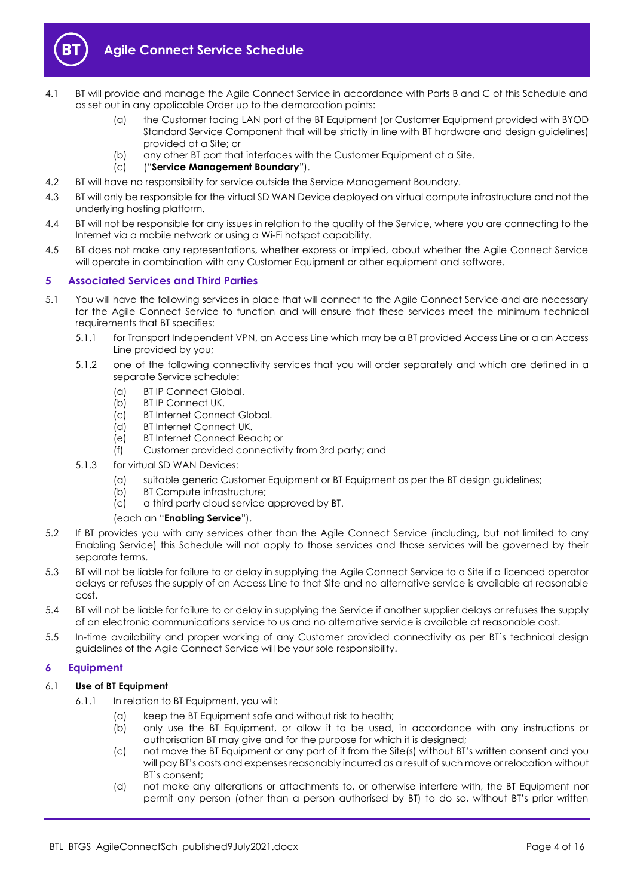4.1 BT will provide and manage the Agile Connect Service in accordance with Parts B and C of this Schedule and as set out in any applicable Order up to the demarcation points:

   (a) the Customer facing LAN port of the BT Equipment (or Customer Equipment provided with BYOD Standard Service Component that will be strictly in line with BT hardware and design guidelines) provided at a Site; or

   (b) any other BT port that interfaces with the Customer Equipment at a Site.

   (c) ("**Service Management Boundary**").

4.2 BT will have no responsibility for service outside the Service Management Boundary.

4.3 BT will only be responsible for the virtual SD WAN Device deployed on virtual compute infrastructure and not the underlying hosting platform.

4.4 BT will not be responsible for any issues in relation to the quality of the Service, where you are connecting to the Internet via a mobile network or using a Wi-Fi hotspot capability.

4.5 BT does not make any representations, whether express or implied, about whether the Agile Connect Service will operate in combination with any Customer Equipment or other equipment and software.

## 5 Associated Services and Third Parties

5.1 You will have the following services in place that will connect to the Agile Connect Service and are necessary for the Agile Connect Service to function and will ensure that these services meet the minimum technical requirements that BT specifies:

   5.1.1 for Transport Independent VPN, an Access Line which may be a BT provided Access Line or a an Access Line provided by you;

   5.1.2 one of the following connectivity services that you will order separately and which are defined in a separate Service schedule:

      (a) BT IP Connect Global.

      (b) BT IP Connect UK.

      (c) BT Internet Connect Global.

      (d) BT Internet Connect UK.

      (e) BT Internet Connect Reach; or

      (f) Customer provided connectivity from 3rd party; and

   5.1.3 for virtual SD WAN Devices:

      (a) suitable generic Customer Equipment or BT Equipment as per the BT design guidelines;

      (b) BT Compute infrastructure;

      (c) a third party cloud service approved by BT.

   (each an "**Enabling Service**").

5.2 If BT provides you with any services other than the Agile Connect Service (including, but not limited to any Enabling Service) this Schedule will not apply to those services and those services will be governed by their separate terms.

5.3 BT will not be liable for failure to or delay in supplying the Agile Connect Service to a Site if a licenced operator delays or refuses the supply of an Access Line to that Site and no alternative service is available at reasonable cost.

5.4 BT will not be liable for failure to or delay in supplying the Service if another supplier delays or refuses the supply of an electronic communications service to us and no alternative service is available at reasonable cost.

5.5 In-time availability and proper working of any Customer provided connectivity as per BT`s technical design guidelines of the Agile Connect Service will be your sole responsibility.

## 6 Equipment

### 6.1 Use of BT Equipment

   6.1.1 In relation to BT Equipment, you will:

      (a) keep the BT Equipment safe and without risk to health;

      (b) only use the BT Equipment, or allow it to be used, in accordance with any instructions or authorisation BT may give and for the purpose for which it is designed;

      (c) not move the BT Equipment or any part of it from the Site(s) without BT's written consent and you will pay BT's costs and expenses reasonably incurred as a result of such move or relocation without BT`s consent;

      (d) not make any alterations or attachments to, or otherwise interfere with, the BT Equipment nor permit any person (other than a person authorised by BT) to do so, without BT's prior written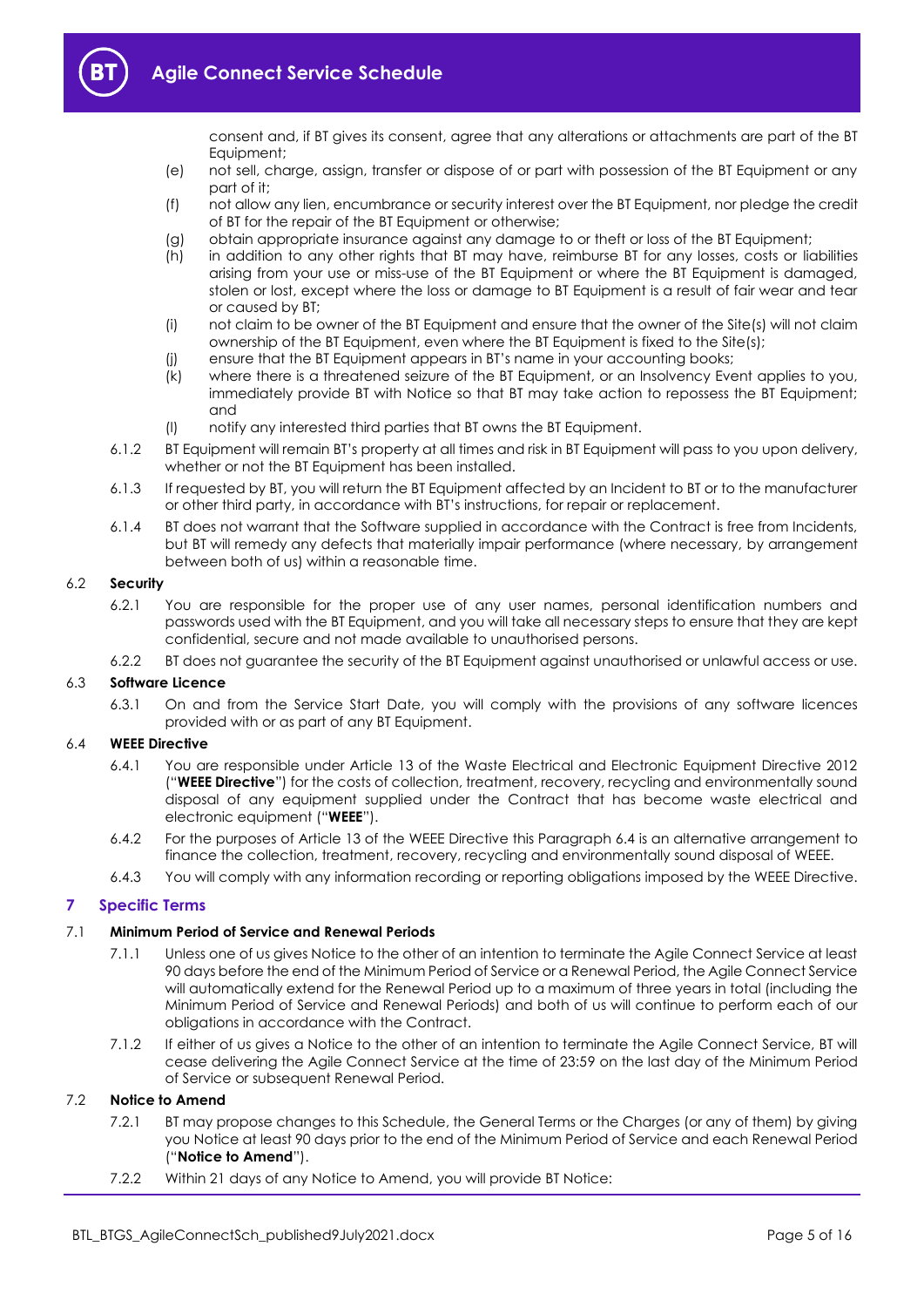consent and, if BT gives its consent, agree that any alterations or attachments are part of the BT Equipment;

(e) not sell, charge, assign, transfer or dispose of or part with possession of the BT Equipment or any part of it;

(f) not allow any lien, encumbrance or security interest over the BT Equipment, nor pledge the credit of BT for the repair of the BT Equipment or otherwise;

(g) obtain appropriate insurance against any damage to or theft or loss of the BT Equipment;

(h) in addition to any other rights that BT may have, reimburse BT for any losses, costs or liabilities arising from your use or miss-use of the BT Equipment or where the BT Equipment is damaged, stolen or lost, except where the loss or damage to BT Equipment is a result of fair wear and tear or caused by BT;

(i) not claim to be owner of the BT Equipment and ensure that the owner of the Site(s) will not claim ownership of the BT Equipment, even where the BT Equipment is fixed to the Site(s);

(j) ensure that the BT Equipment appears in BT's name in your accounting books;

(k) where there is a threatened seizure of the BT Equipment, or an Insolvency Event applies to you, immediately provide BT with Notice so that BT may take action to repossess the BT Equipment; and

(l) notify any interested third parties that BT owns the BT Equipment.

6.1.2 BT Equipment will remain BT's property at all times and risk in BT Equipment will pass to you upon delivery, whether or not the BT Equipment has been installed.

6.1.3 If requested by BT, you will return the BT Equipment affected by an Incident to BT or to the manufacturer or other third party, in accordance with BT's instructions, for repair or replacement.

6.1.4 BT does not warrant that the Software supplied in accordance with the Contract is free from Incidents, but BT will remedy any defects that materially impair performance (where necessary, by arrangement between both of us) within a reasonable time.

### 6.2 Security

6.2.1 You are responsible for the proper use of any user names, personal identification numbers and passwords used with the BT Equipment, and you will take all necessary steps to ensure that they are kept confidential, secure and not made available to unauthorised persons.

6.2.2 BT does not guarantee the security of the BT Equipment against unauthorised or unlawful access or use.

### 6.3 Software Licence

6.3.1 On and from the Service Start Date, you will comply with the provisions of any software licences provided with or as part of any BT Equipment.

### 6.4 WEEE Directive

6.4.1 You are responsible under Article 13 of the Waste Electrical and Electronic Equipment Directive 2012 ("**WEEE Directive**") for the costs of collection, treatment, recovery, recycling and environmentally sound disposal of any equipment supplied under the Contract that has become waste electrical and electronic equipment ("**WEEE**").

6.4.2 For the purposes of Article 13 of the WEEE Directive this Paragraph 6.4 is an alternative arrangement to finance the collection, treatment, recovery, recycling and environmentally sound disposal of WEEE.

6.4.3 You will comply with any information recording or reporting obligations imposed by the WEEE Directive.

## 7 Specific Terms

### 7.1 Minimum Period of Service and Renewal Periods

7.1.1 Unless one of us gives Notice to the other of an intention to terminate the Agile Connect Service at least 90 days before the end of the Minimum Period of Service or a Renewal Period, the Agile Connect Service will automatically extend for the Renewal Period up to a maximum of three years in total (including the Minimum Period of Service and Renewal Periods) and both of us will continue to perform each of our obligations in accordance with the Contract.

7.1.2 If either of us gives a Notice to the other of an intention to terminate the Agile Connect Service, BT will cease delivering the Agile Connect Service at the time of 23:59 on the last day of the Minimum Period of Service or subsequent Renewal Period.

### 7.2 Notice to Amend

7.2.1 BT may propose changes to this Schedule, the General Terms or the Charges (or any of them) by giving you Notice at least 90 days prior to the end of the Minimum Period of Service and each Renewal Period ("**Notice to Amend**").

7.2.2 Within 21 days of any Notice to Amend, you will provide BT Notice: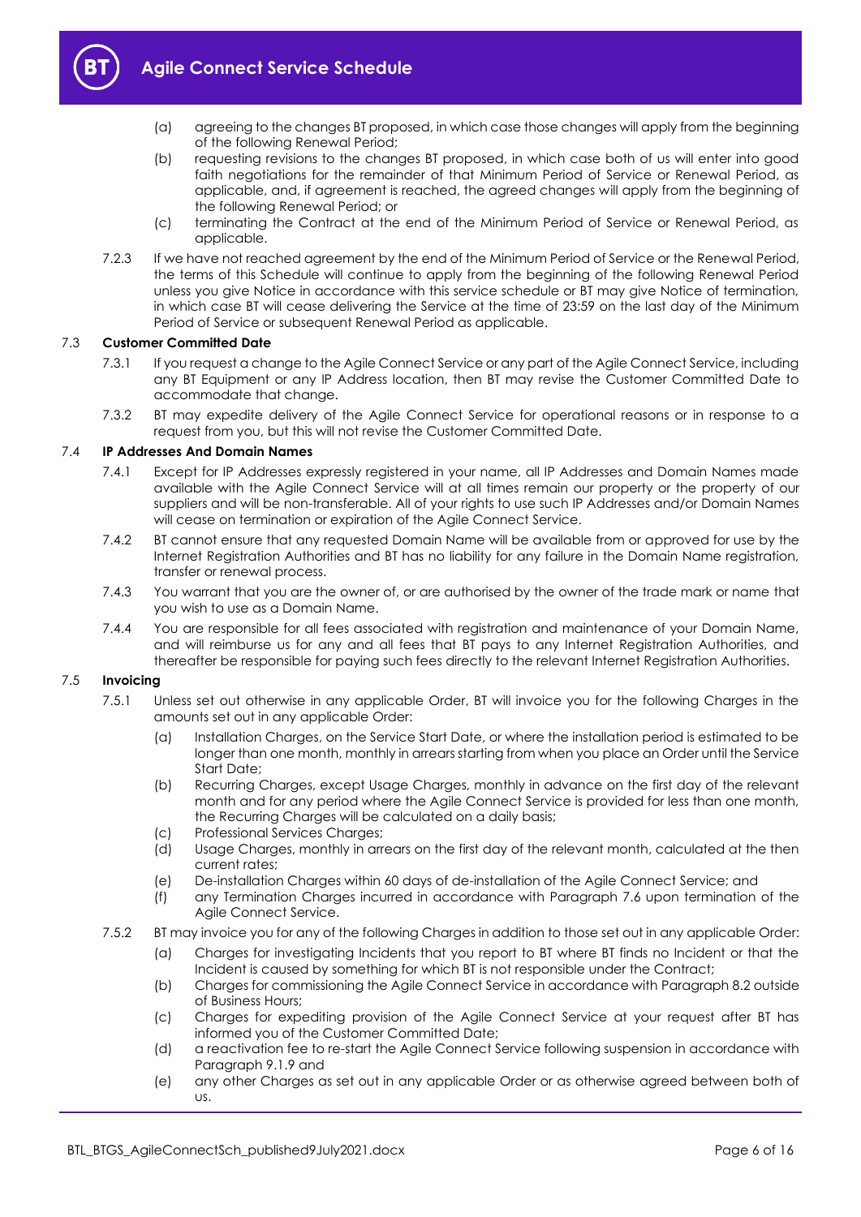(a) agreeing to the changes BT proposed, in which case those changes will apply from the beginning of the following Renewal Period;

(b) requesting revisions to the changes BT proposed, in which case both of us will enter into good faith negotiations for the remainder of that Minimum Period of Service or Renewal Period, as applicable, and, if agreement is reached, the agreed changes will apply from the beginning of the following Renewal Period; or

(c) terminating the Contract at the end of the Minimum Period of Service or Renewal Period, as applicable.

7.2.3 If we have not reached agreement by the end of the Minimum Period of Service or the Renewal Period, the terms of this Schedule will continue to apply from the beginning of the following Renewal Period unless you give Notice in accordance with this service schedule or BT may give Notice of termination, in which case BT will cease delivering the Service at the time of 23:59 on the last day of the Minimum Period of Service or subsequent Renewal Period as applicable.

### 7.3 Customer Committed Date

7.3.1 If you request a change to the Agile Connect Service or any part of the Agile Connect Service, including any BT Equipment or any IP Address location, then BT may revise the Customer Committed Date to accommodate that change.

7.3.2 BT may expedite delivery of the Agile Connect Service for operational reasons or in response to a request from you, but this will not revise the Customer Committed Date.

### 7.4 IP Addresses And Domain Names

7.4.1 Except for IP Addresses expressly registered in your name, all IP Addresses and Domain Names made available with the Agile Connect Service will at all times remain our property or the property of our suppliers and will be non-transferable. All of your rights to use such IP Addresses and/or Domain Names will cease on termination or expiration of the Agile Connect Service.

7.4.2 BT cannot ensure that any requested Domain Name will be available from or approved for use by the Internet Registration Authorities and BT has no liability for any failure in the Domain Name registration, transfer or renewal process.

7.4.3 You warrant that you are the owner of, or are authorised by the owner of the trade mark or name that you wish to use as a Domain Name.

7.4.4 You are responsible for all fees associated with registration and maintenance of your Domain Name, and will reimburse us for any and all fees that BT pays to any Internet Registration Authorities, and thereafter be responsible for paying such fees directly to the relevant Internet Registration Authorities.

### 7.5 Invoicing

7.5.1 Unless set out otherwise in any applicable Order, BT will invoice you for the following Charges in the amounts set out in any applicable Order:

(a) Installation Charges, on the Service Start Date, or where the installation period is estimated to be longer than one month, monthly in arrears starting from when you place an Order until the Service Start Date;

(b) Recurring Charges, except Usage Charges, monthly in advance on the first day of the relevant month and for any period where the Agile Connect Service is provided for less than one month, the Recurring Charges will be calculated on a daily basis;

(c) Professional Services Charges;

(d) Usage Charges, monthly in arrears on the first day of the relevant month, calculated at the then current rates;

(e) De-installation Charges within 60 days of de-installation of the Agile Connect Service; and

(f) any Termination Charges incurred in accordance with Paragraph 7.6 upon termination of the Agile Connect Service.

7.5.2 BT may invoice you for any of the following Charges in addition to those set out in any applicable Order:

(a) Charges for investigating Incidents that you report to BT where BT finds no Incident or that the Incident is caused by something for which BT is not responsible under the Contract;

(b) Charges for commissioning the Agile Connect Service in accordance with Paragraph 8.2 outside of Business Hours;

(c) Charges for expediting provision of the Agile Connect Service at your request after BT has informed you of the Customer Committed Date;

(d) a reactivation fee to re-start the Agile Connect Service following suspension in accordance with Paragraph 9.1.9 and

(e) any other Charges as set out in any applicable Order or as otherwise agreed between both of us.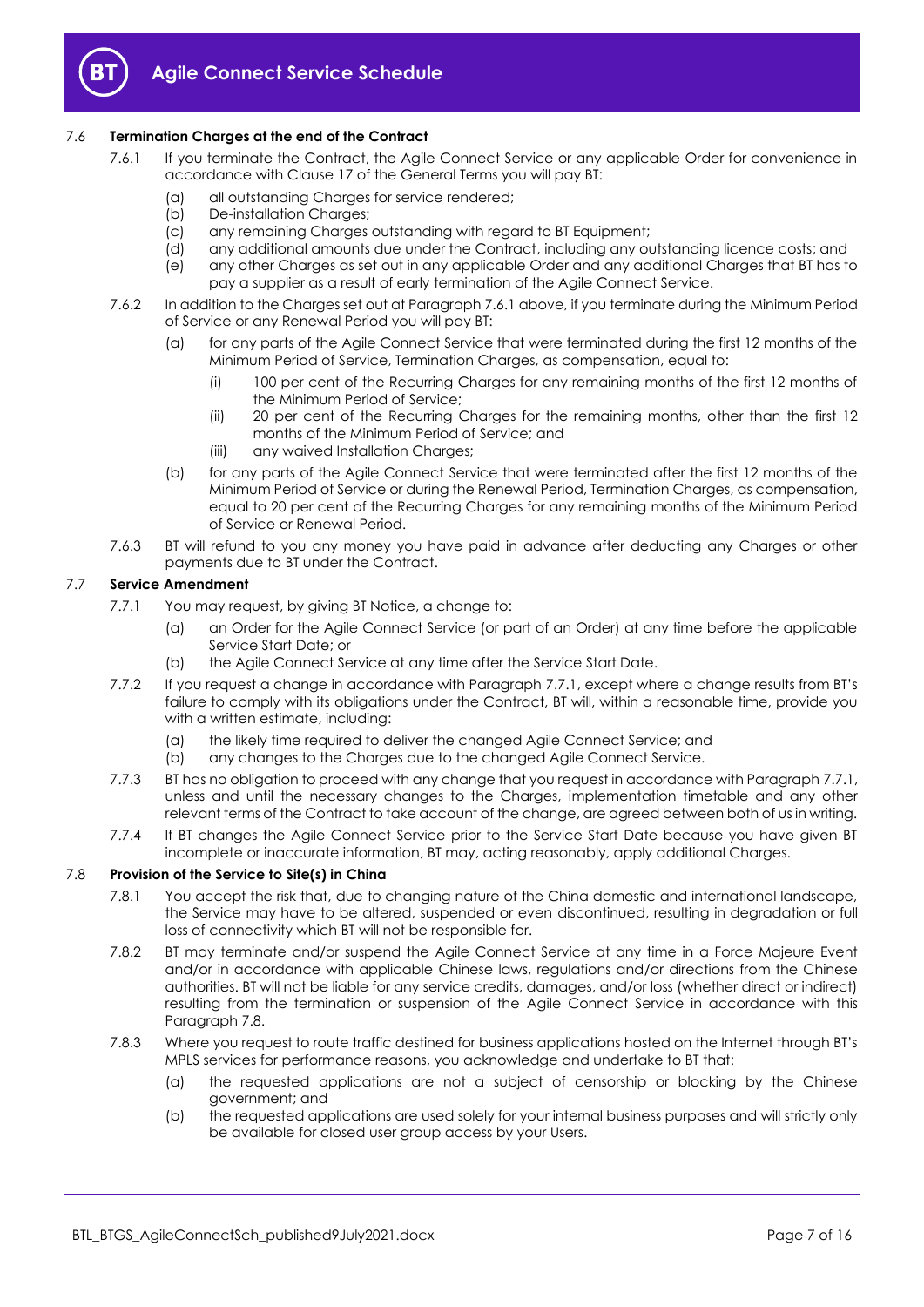### 7.6 **Termination Charges at the end of the Contract**

7.6.1 If you terminate the Contract, the Agile Connect Service or any applicable Order for convenience in accordance with Clause 17 of the General Terms you will pay BT:

(a) all outstanding Charges for service rendered;

(b) De-installation Charges;

(c) any remaining Charges outstanding with regard to BT Equipment;

(d) any additional amounts due under the Contract, including any outstanding licence costs; and

(e) any other Charges as set out in any applicable Order and any additional Charges that BT has to pay a supplier as a result of early termination of the Agile Connect Service.

7.6.2 In addition to the Charges set out at Paragraph 7.6.1 above, if you terminate during the Minimum Period of Service or any Renewal Period you will pay BT:

(a) for any parts of the Agile Connect Service that were terminated during the first 12 months of the Minimum Period of Service, Termination Charges, as compensation, equal to:

(i) 100 per cent of the Recurring Charges for any remaining months of the first 12 months of the Minimum Period of Service;

(ii) 20 per cent of the Recurring Charges for the remaining months, other than the first 12 months of the Minimum Period of Service; and

(iii) any waived Installation Charges;

(b) for any parts of the Agile Connect Service that were terminated after the first 12 months of the Minimum Period of Service or during the Renewal Period, Termination Charges, as compensation, equal to 20 per cent of the Recurring Charges for any remaining months of the Minimum Period of Service or Renewal Period.

7.6.3 BT will refund to you any money you have paid in advance after deducting any Charges or other payments due to BT under the Contract.

### 7.7 **Service Amendment**

7.7.1 You may request, by giving BT Notice, a change to:

(a) an Order for the Agile Connect Service (or part of an Order) at any time before the applicable Service Start Date; or

(b) the Agile Connect Service at any time after the Service Start Date.

7.7.2 If you request a change in accordance with Paragraph 7.7.1, except where a change results from BT's failure to comply with its obligations under the Contract, BT will, within a reasonable time, provide you with a written estimate, including:

(a) the likely time required to deliver the changed Agile Connect Service; and

(b) any changes to the Charges due to the changed Agile Connect Service.

7.7.3 BT has no obligation to proceed with any change that you request in accordance with Paragraph 7.7.1, unless and until the necessary changes to the Charges, implementation timetable and any other relevant terms of the Contract to take account of the change, are agreed between both of us in writing.

7.7.4 If BT changes the Agile Connect Service prior to the Service Start Date because you have given BT incomplete or inaccurate information, BT may, acting reasonably, apply additional Charges.

### 7.8 **Provision of the Service to Site(s) in China**

7.8.1 You accept the risk that, due to changing nature of the China domestic and international landscape, the Service may have to be altered, suspended or even discontinued, resulting in degradation or full loss of connectivity which BT will not be responsible for.

7.8.2 BT may terminate and/or suspend the Agile Connect Service at any time in a Force Majeure Event and/or in accordance with applicable Chinese laws, regulations and/or directions from the Chinese authorities. BT will not be liable for any service credits, damages, and/or loss (whether direct or indirect) resulting from the termination or suspension of the Agile Connect Service in accordance with this Paragraph 7.8.

7.8.3 Where you request to route traffic destined for business applications hosted on the Internet through BT's MPLS services for performance reasons, you acknowledge and undertake to BT that:

(a) the requested applications are not a subject of censorship or blocking by the Chinese government; and

(b) the requested applications are used solely for your internal business purposes and will strictly only be available for closed user group access by your Users.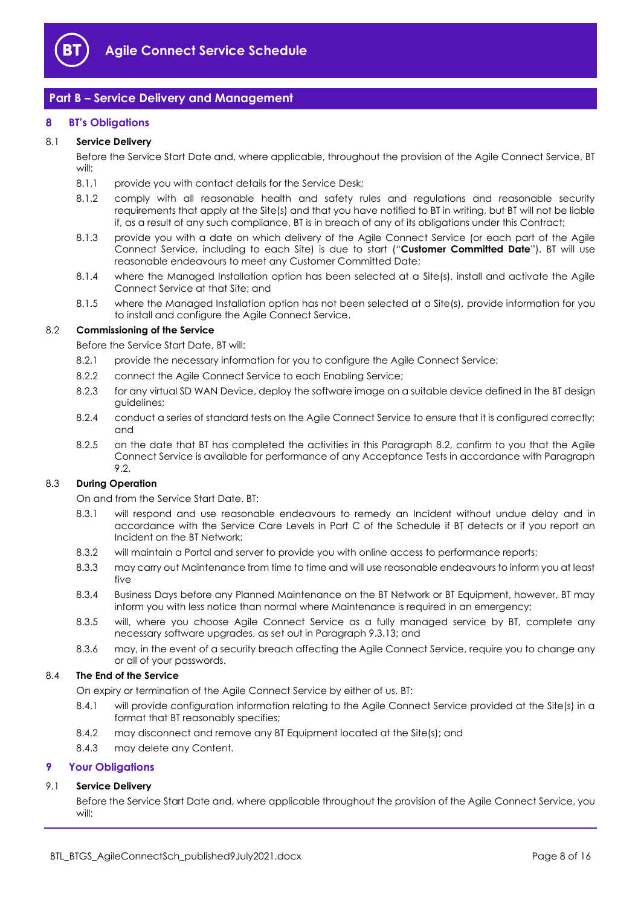## Part B – Service Delivery and Management

### 8 BT's Obligations

8.1 **Service Delivery**

Before the Service Start Date and, where applicable, throughout the provision of the Agile Connect Service, BT will:

8.1.1 provide you with contact details for the Service Desk;

8.1.2 comply with all reasonable health and safety rules and regulations and reasonable security requirements that apply at the Site(s) and that you have notified to BT in writing, but BT will not be liable if, as a result of any such compliance, BT is in breach of any of its obligations under this Contract;

8.1.3 provide you with a date on which delivery of the Agile Connect Service (or each part of the Agile Connect Service, including to each Site) is due to start ("**Customer Committed Date**"). BT will use reasonable endeavours to meet any Customer Committed Date;

8.1.4 where the Managed Installation option has been selected at a Site(s), install and activate the Agile Connect Service at that Site; and

8.1.5 where the Managed Installation option has not been selected at a Site(s), provide information for you to install and configure the Agile Connect Service.

8.2 **Commissioning of the Service**

Before the Service Start Date, BT will:

8.2.1 provide the necessary information for you to configure the Agile Connect Service;

8.2.2 connect the Agile Connect Service to each Enabling Service;

8.2.3 for any virtual SD WAN Device, deploy the software image on a suitable device defined in the BT design guidelines;

8.2.4 conduct a series of standard tests on the Agile Connect Service to ensure that it is configured correctly; and

8.2.5 on the date that BT has completed the activities in this Paragraph 8.2, confirm to you that the Agile Connect Service is available for performance of any Acceptance Tests in accordance with Paragraph 9.2.

8.3 **During Operation**

On and from the Service Start Date, BT:

8.3.1 will respond and use reasonable endeavours to remedy an Incident without undue delay and in accordance with the Service Care Levels in Part C of the Schedule if BT detects or if you report an Incident on the BT Network;

8.3.2 will maintain a Portal and server to provide you with online access to performance reports;

8.3.3 may carry out Maintenance from time to time and will use reasonable endeavours to inform you at least five

8.3.4 Business Days before any Planned Maintenance on the BT Network or BT Equipment, however, BT may inform you with less notice than normal where Maintenance is required in an emergency;

8.3.5 will, where you choose Agile Connect Service as a fully managed service by BT, complete any necessary software upgrades, as set out in Paragraph 9.3.13; and

8.3.6 may, in the event of a security breach affecting the Agile Connect Service, require you to change any or all of your passwords.

8.4 **The End of the Service**

On expiry or termination of the Agile Connect Service by either of us, BT:

8.4.1 will provide configuration information relating to the Agile Connect Service provided at the Site(s) in a format that BT reasonably specifies;

8.4.2 may disconnect and remove any BT Equipment located at the Site(s); and

8.4.3 may delete any Content.

### 9 Your Obligations

9.1 **Service Delivery**

Before the Service Start Date and, where applicable throughout the provision of the Agile Connect Service, you will: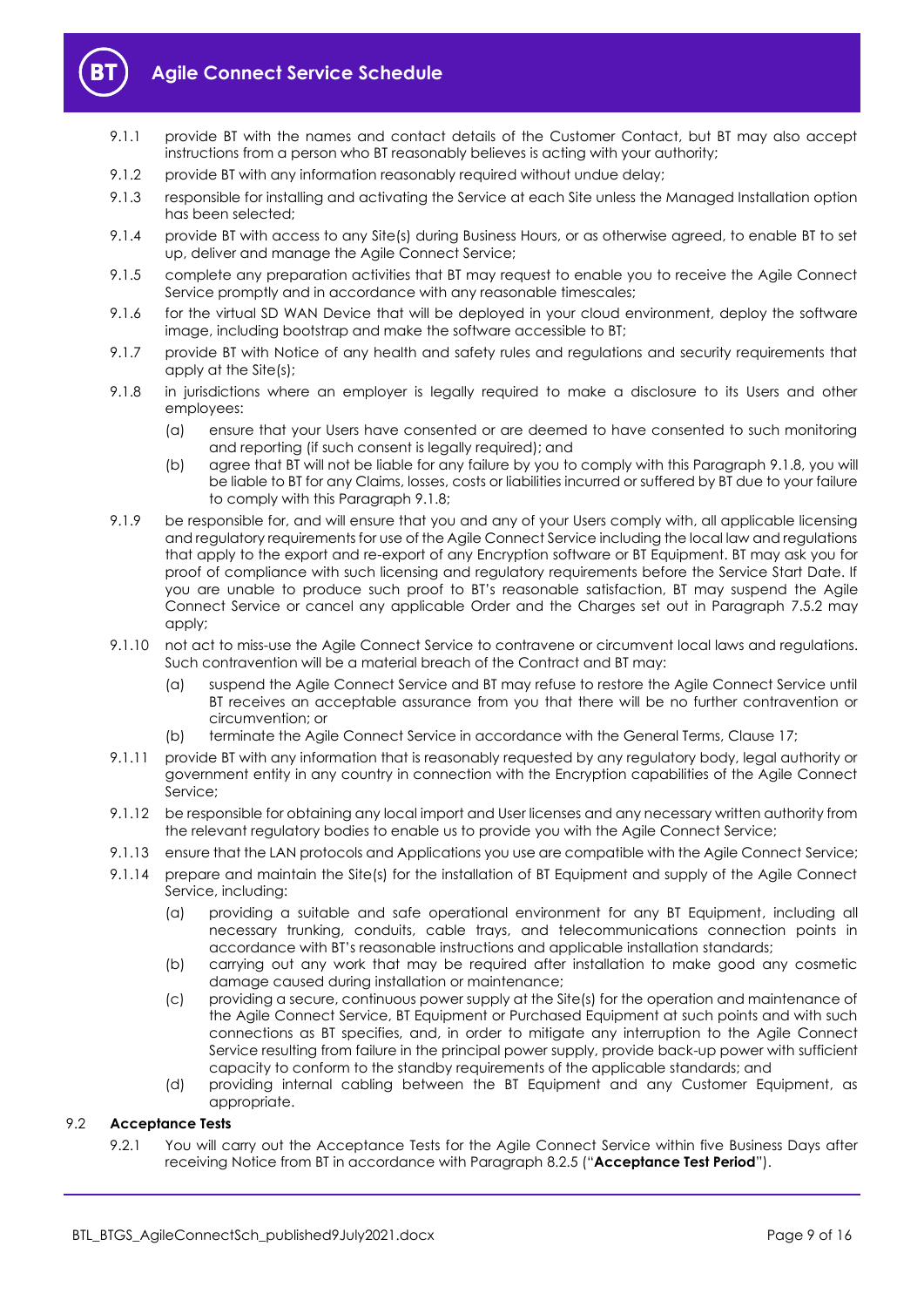9.1.1 provide BT with the names and contact details of the Customer Contact, but BT may also accept instructions from a person who BT reasonably believes is acting with your authority;

9.1.2 provide BT with any information reasonably required without undue delay;

9.1.3 responsible for installing and activating the Service at each Site unless the Managed Installation option has been selected;

9.1.4 provide BT with access to any Site(s) during Business Hours, or as otherwise agreed, to enable BT to set up, deliver and manage the Agile Connect Service;

9.1.5 complete any preparation activities that BT may request to enable you to receive the Agile Connect Service promptly and in accordance with any reasonable timescales;

9.1.6 for the virtual SD WAN Device that will be deployed in your cloud environment, deploy the software image, including bootstrap and make the software accessible to BT;

9.1.7 provide BT with Notice of any health and safety rules and regulations and security requirements that apply at the Site(s);

9.1.8 in jurisdictions where an employer is legally required to make a disclosure to its Users and other employees:

(a) ensure that your Users have consented or are deemed to have consented to such monitoring and reporting (if such consent is legally required); and

(b) agree that BT will not be liable for any failure by you to comply with this Paragraph 9.1.8, you will be liable to BT for any Claims, losses, costs or liabilities incurred or suffered by BT due to your failure to comply with this Paragraph 9.1.8;

9.1.9 be responsible for, and will ensure that you and any of your Users comply with, all applicable licensing and regulatory requirements for use of the Agile Connect Service including the local law and regulations that apply to the export and re-export of any Encryption software or BT Equipment. BT may ask you for proof of compliance with such licensing and regulatory requirements before the Service Start Date. If you are unable to produce such proof to BT's reasonable satisfaction, BT may suspend the Agile Connect Service or cancel any applicable Order and the Charges set out in Paragraph 7.5.2 may apply;

9.1.10 not act to miss-use the Agile Connect Service to contravene or circumvent local laws and regulations. Such contravention will be a material breach of the Contract and BT may:

(a) suspend the Agile Connect Service and BT may refuse to restore the Agile Connect Service until BT receives an acceptable assurance from you that there will be no further contravention or circumvention; or

(b) terminate the Agile Connect Service in accordance with the General Terms, Clause 17;

9.1.11 provide BT with any information that is reasonably requested by any regulatory body, legal authority or government entity in any country in connection with the Encryption capabilities of the Agile Connect Service;

9.1.12 be responsible for obtaining any local import and User licenses and any necessary written authority from the relevant regulatory bodies to enable us to provide you with the Agile Connect Service;

9.1.13 ensure that the LAN protocols and Applications you use are compatible with the Agile Connect Service;

9.1.14 prepare and maintain the Site(s) for the installation of BT Equipment and supply of the Agile Connect Service, including:

(a) providing a suitable and safe operational environment for any BT Equipment, including all necessary trunking, conduits, cable trays, and telecommunications connection points in accordance with BT's reasonable instructions and applicable installation standards;

(b) carrying out any work that may be required after installation to make good any cosmetic damage caused during installation or maintenance;

(c) providing a secure, continuous power supply at the Site(s) for the operation and maintenance of the Agile Connect Service, BT Equipment or Purchased Equipment at such points and with such connections as BT specifies, and, in order to mitigate any interruption to the Agile Connect Service resulting from failure in the principal power supply, provide back-up power with sufficient capacity to conform to the standby requirements of the applicable standards; and

(d) providing internal cabling between the BT Equipment and any Customer Equipment, as appropriate.

### 9.2 Acceptance Tests

9.2.1 You will carry out the Acceptance Tests for the Agile Connect Service within five Business Days after receiving Notice from BT in accordance with Paragraph 8.2.5 ("**Acceptance Test Period**").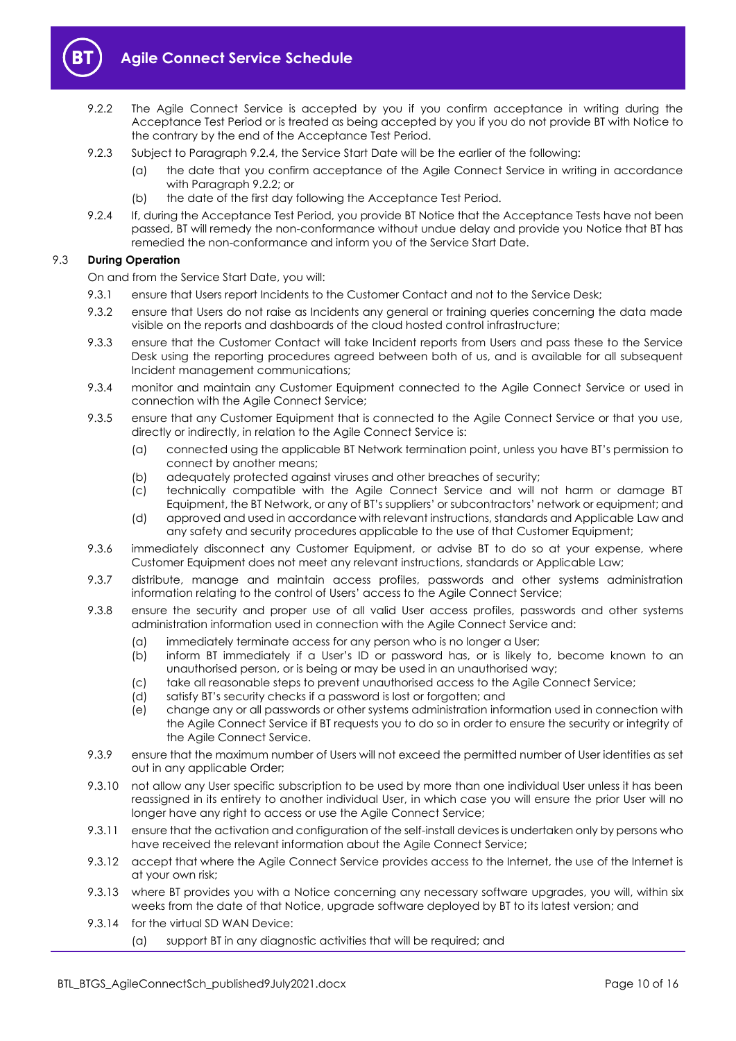9.2.2 The Agile Connect Service is accepted by you if you confirm acceptance in writing during the Acceptance Test Period or is treated as being accepted by you if you do not provide BT with Notice to the contrary by the end of the Acceptance Test Period.

9.2.3 Subject to Paragraph 9.2.4, the Service Start Date will be the earlier of the following:

- (a) the date that you confirm acceptance of the Agile Connect Service in writing in accordance with Paragraph 9.2.2; or
- (b) the date of the first day following the Acceptance Test Period.

9.2.4 If, during the Acceptance Test Period, you provide BT Notice that the Acceptance Tests have not been passed, BT will remedy the non-conformance without undue delay and provide you Notice that BT has remedied the non-conformance and inform you of the Service Start Date.

### 9.3 During Operation

On and from the Service Start Date, you will:

9.3.1 ensure that Users report Incidents to the Customer Contact and not to the Service Desk;

9.3.2 ensure that Users do not raise as Incidents any general or training queries concerning the data made visible on the reports and dashboards of the cloud hosted control infrastructure;

9.3.3 ensure that the Customer Contact will take Incident reports from Users and pass these to the Service Desk using the reporting procedures agreed between both of us, and is available for all subsequent Incident management communications;

9.3.4 monitor and maintain any Customer Equipment connected to the Agile Connect Service or used in connection with the Agile Connect Service;

9.3.5 ensure that any Customer Equipment that is connected to the Agile Connect Service or that you use, directly or indirectly, in relation to the Agile Connect Service is:

- (a) connected using the applicable BT Network termination point, unless you have BT's permission to connect by another means;
- (b) adequately protected against viruses and other breaches of security;
- (c) technically compatible with the Agile Connect Service and will not harm or damage BT Equipment, the BT Network, or any of BT's suppliers' or subcontractors' network or equipment; and
- (d) approved and used in accordance with relevant instructions, standards and Applicable Law and any safety and security procedures applicable to the use of that Customer Equipment;

9.3.6 immediately disconnect any Customer Equipment, or advise BT to do so at your expense, where Customer Equipment does not meet any relevant instructions, standards or Applicable Law;

9.3.7 distribute, manage and maintain access profiles, passwords and other systems administration information relating to the control of Users' access to the Agile Connect Service;

9.3.8 ensure the security and proper use of all valid User access profiles, passwords and other systems administration information used in connection with the Agile Connect Service and:

- (a) immediately terminate access for any person who is no longer a User;
- (b) inform BT immediately if a User's ID or password has, or is likely to, become known to an unauthorised person, or is being or may be used in an unauthorised way;
- (c) take all reasonable steps to prevent unauthorised access to the Agile Connect Service;
- (d) satisfy BT's security checks if a password is lost or forgotten; and
- (e) change any or all passwords or other systems administration information used in connection with the Agile Connect Service if BT requests you to do so in order to ensure the security or integrity of the Agile Connect Service.

9.3.9 ensure that the maximum number of Users will not exceed the permitted number of User identities as set out in any applicable Order;

9.3.10 not allow any User specific subscription to be used by more than one individual User unless it has been reassigned in its entirety to another individual User, in which case you will ensure the prior User will no longer have any right to access or use the Agile Connect Service;

9.3.11 ensure that the activation and configuration of the self-install devices is undertaken only by persons who have received the relevant information about the Agile Connect Service;

9.3.12 accept that where the Agile Connect Service provides access to the Internet, the use of the Internet is at your own risk;

9.3.13 where BT provides you with a Notice concerning any necessary software upgrades, you will, within six weeks from the date of that Notice, upgrade software deployed by BT to its latest version; and

9.3.14 for the virtual SD WAN Device:

- (a) support BT in any diagnostic activities that will be required; and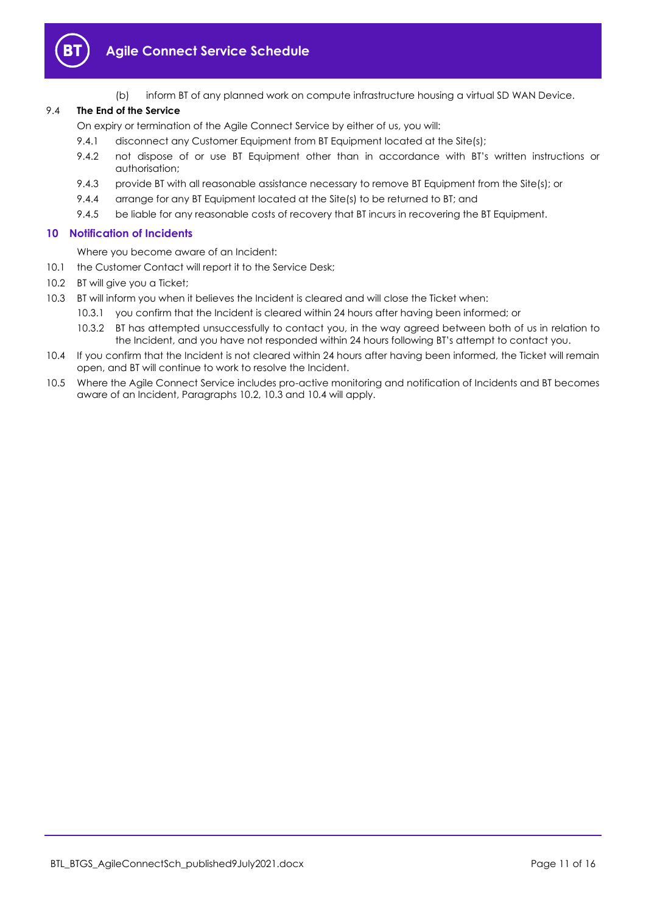(b) inform BT of any planned work on compute infrastructure housing a virtual SD WAN Device.

9.4 **The End of the Service**

On expiry or termination of the Agile Connect Service by either of us, you will:

9.4.1 disconnect any Customer Equipment from BT Equipment located at the Site(s);

9.4.2 not dispose of or use BT Equipment other than in accordance with BT's written instructions or authorisation;

9.4.3 provide BT with all reasonable assistance necessary to remove BT Equipment from the Site(s); or

9.4.4 arrange for any BT Equipment located at the Site(s) to be returned to BT; and

9.4.5 be liable for any reasonable costs of recovery that BT incurs in recovering the BT Equipment.

## 10 Notification of Incidents

Where you become aware of an Incident:

10.1 the Customer Contact will report it to the Service Desk;

10.2 BT will give you a Ticket;

10.3 BT will inform you when it believes the Incident is cleared and will close the Ticket when:

10.3.1 you confirm that the Incident is cleared within 24 hours after having been informed; or

10.3.2 BT has attempted unsuccessfully to contact you, in the way agreed between both of us in relation to the Incident, and you have not responded within 24 hours following BT's attempt to contact you.

10.4 If you confirm that the Incident is not cleared within 24 hours after having been informed, the Ticket will remain open, and BT will continue to work to resolve the Incident.

10.5 Where the Agile Connect Service includes pro-active monitoring and notification of Incidents and BT becomes aware of an Incident, Paragraphs 10.2, 10.3 and 10.4 will apply.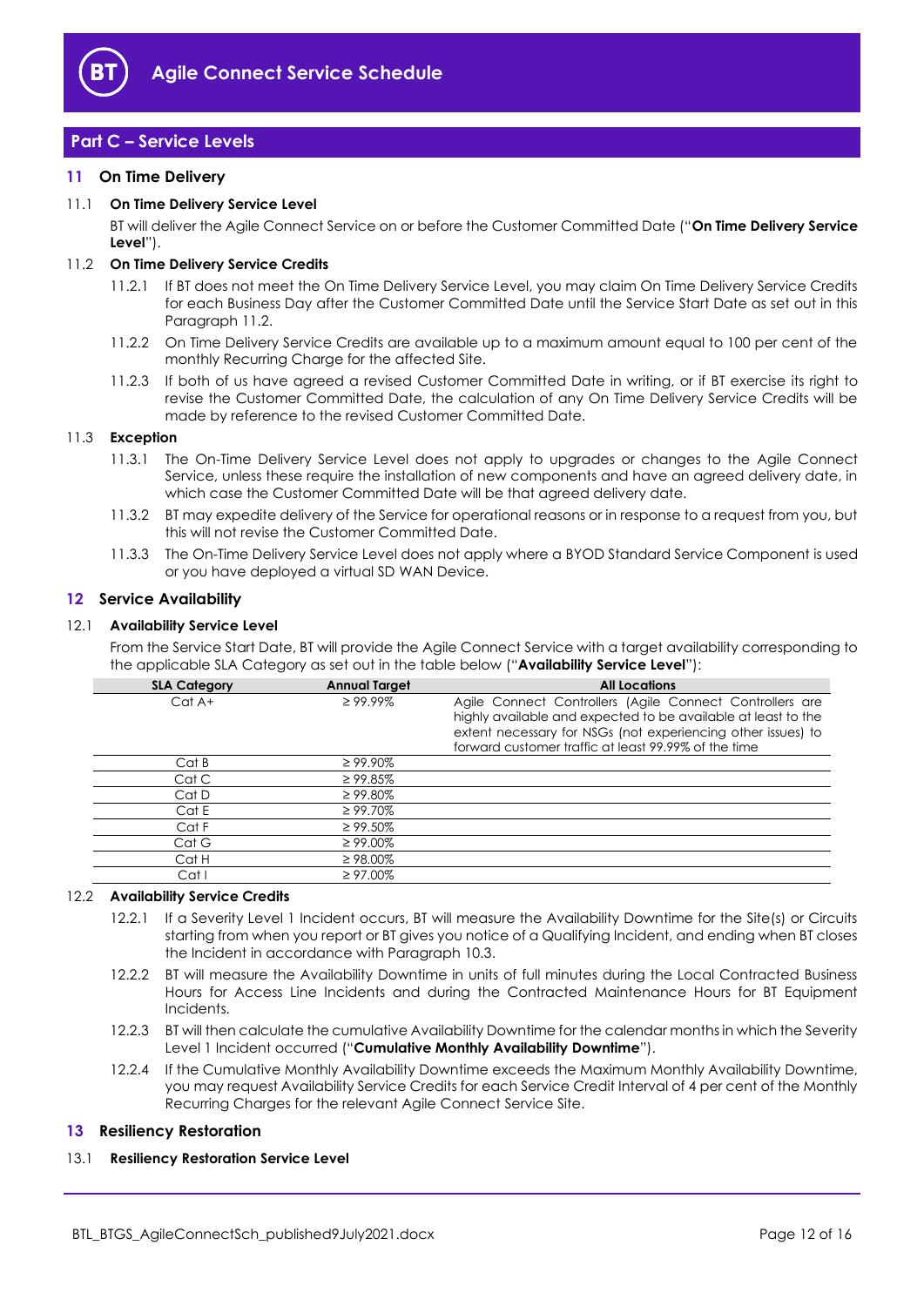## Part C – Service Levels

### 11 On Time Delivery

11.1 **On Time Delivery Service Level**

BT will deliver the Agile Connect Service on or before the Customer Committed Date ("**On Time Delivery Service Level**").

11.2 **On Time Delivery Service Credits**

11.2.1 If BT does not meet the On Time Delivery Service Level, you may claim On Time Delivery Service Credits for each Business Day after the Customer Committed Date until the Service Start Date as set out in this Paragraph 11.2.

11.2.2 On Time Delivery Service Credits are available up to a maximum amount equal to 100 per cent of the monthly Recurring Charge for the affected Site.

11.2.3 If both of us have agreed a revised Customer Committed Date in writing, or if BT exercise its right to revise the Customer Committed Date, the calculation of any On Time Delivery Service Credits will be made by reference to the revised Customer Committed Date.

11.3 **Exception**

11.3.1 The On-Time Delivery Service Level does not apply to upgrades or changes to the Agile Connect Service, unless these require the installation of new components and have an agreed delivery date, in which case the Customer Committed Date will be that agreed delivery date.

11.3.2 BT may expedite delivery of the Service for operational reasons or in response to a request from you, but this will not revise the Customer Committed Date.

11.3.3 The On-Time Delivery Service Level does not apply where a BYOD Standard Service Component is used or you have deployed a virtual SD WAN Device.

### 12 Service Availability

12.1 **Availability Service Level**

From the Service Start Date, BT will provide the Agile Connect Service with a target availability corresponding to the applicable SLA Category as set out in the table below ("**Availability Service Level**"):

| SLA Category | Annual Target | All Locations |
|---|---|---|
| Cat A+ | ≥ 99.99% | Agile Connect Controllers (Agile Connect Controllers are highly available and expected to be available at least to the extent necessary for NSGs (not experiencing other issues) to forward customer traffic at least 99.99% of the time |
| Cat B | ≥ 99.90% | |
| Cat C | ≥ 99.85% | |
| Cat D | ≥ 99.80% | |
| Cat E | ≥ 99.70% | |
| Cat F | ≥ 99.50% | |
| Cat G | ≥ 99.00% | |
| Cat H | ≥ 98.00% | |
| Cat I | ≥ 97.00% | |

12.2 **Availability Service Credits**

12.2.1 If a Severity Level 1 Incident occurs, BT will measure the Availability Downtime for the Site(s) or Circuits starting from when you report or BT gives you notice of a Qualifying Incident, and ending when BT closes the Incident in accordance with Paragraph 10.3.

12.2.2 BT will measure the Availability Downtime in units of full minutes during the Local Contracted Business Hours for Access Line Incidents and during the Contracted Maintenance Hours for BT Equipment Incidents.

12.2.3 BT will then calculate the cumulative Availability Downtime for the calendar months in which the Severity Level 1 Incident occurred ("**Cumulative Monthly Availability Downtime**").

12.2.4 If the Cumulative Monthly Availability Downtime exceeds the Maximum Monthly Availability Downtime, you may request Availability Service Credits for each Service Credit Interval of 4 per cent of the Monthly Recurring Charges for the relevant Agile Connect Service Site.

### 13 Resiliency Restoration

13.1 **Resiliency Restoration Service Level**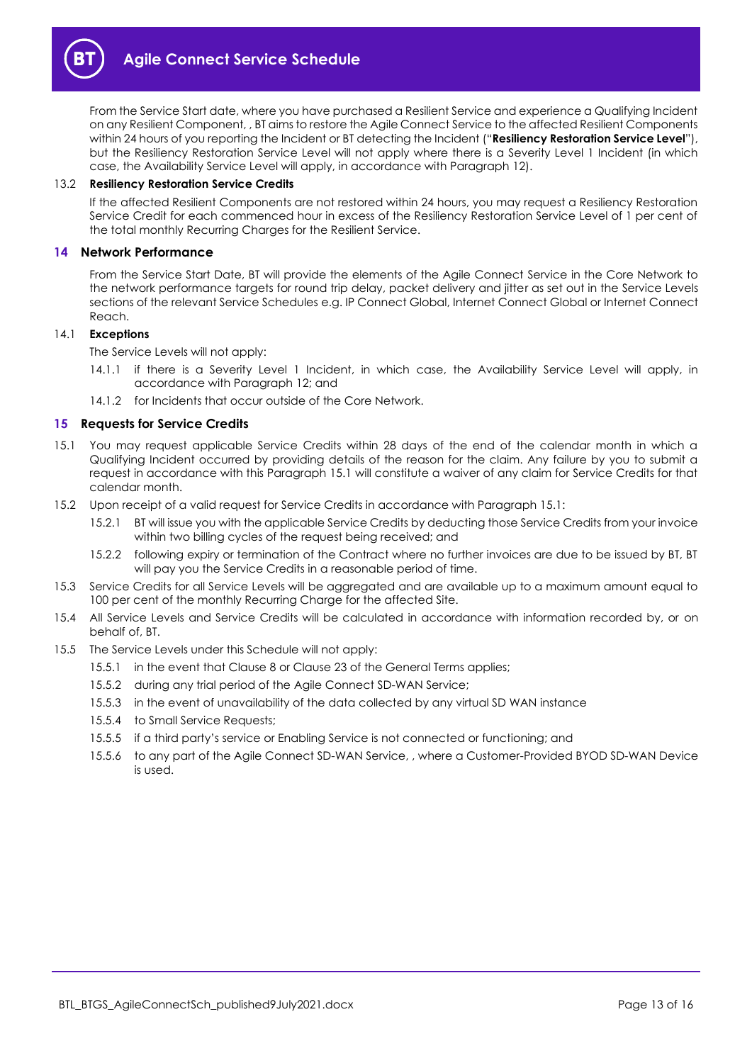From the Service Start date, where you have purchased a Resilient Service and experience a Qualifying Incident on any Resilient Component, , BT aims to restore the Agile Connect Service to the affected Resilient Components within 24 hours of you reporting the Incident or BT detecting the Incident ("**Resiliency Restoration Service Level**"), but the Resiliency Restoration Service Level will not apply where there is a Severity Level 1 Incident (in which case, the Availability Service Level will apply, in accordance with Paragraph 12).

13.2 **Resiliency Restoration Service Credits**

If the affected Resilient Components are not restored within 24 hours, you may request a Resiliency Restoration Service Credit for each commenced hour in excess of the Resiliency Restoration Service Level of 1 per cent of the total monthly Recurring Charges for the Resilient Service.

## 14 Network Performance

From the Service Start Date, BT will provide the elements of the Agile Connect Service in the Core Network to the network performance targets for round trip delay, packet delivery and jitter as set out in the Service Levels sections of the relevant Service Schedules e.g. IP Connect Global, Internet Connect Global or Internet Connect Reach.

14.1 **Exceptions**

The Service Levels will not apply:

14.1.1 if there is a Severity Level 1 Incident, in which case, the Availability Service Level will apply, in accordance with Paragraph 12; and

14.1.2 for Incidents that occur outside of the Core Network.

## 15 Requests for Service Credits

15.1 You may request applicable Service Credits within 28 days of the end of the calendar month in which a Qualifying Incident occurred by providing details of the reason for the claim. Any failure by you to submit a request in accordance with this Paragraph 15.1 will constitute a waiver of any claim for Service Credits for that calendar month.

15.2 Upon receipt of a valid request for Service Credits in accordance with Paragraph 15.1:

15.2.1 BT will issue you with the applicable Service Credits by deducting those Service Credits from your invoice within two billing cycles of the request being received; and

15.2.2 following expiry or termination of the Contract where no further invoices are due to be issued by BT, BT will pay you the Service Credits in a reasonable period of time.

15.3 Service Credits for all Service Levels will be aggregated and are available up to a maximum amount equal to 100 per cent of the monthly Recurring Charge for the affected Site.

15.4 All Service Levels and Service Credits will be calculated in accordance with information recorded by, or on behalf of, BT.

15.5 The Service Levels under this Schedule will not apply:

15.5.1 in the event that Clause 8 or Clause 23 of the General Terms applies;

15.5.2 during any trial period of the Agile Connect SD-WAN Service;

15.5.3 in the event of unavailability of the data collected by any virtual SD WAN instance

15.5.4 to Small Service Requests;

15.5.5 if a third party's service or Enabling Service is not connected or functioning; and

15.5.6 to any part of the Agile Connect SD-WAN Service, , where a Customer-Provided BYOD SD-WAN Device is used.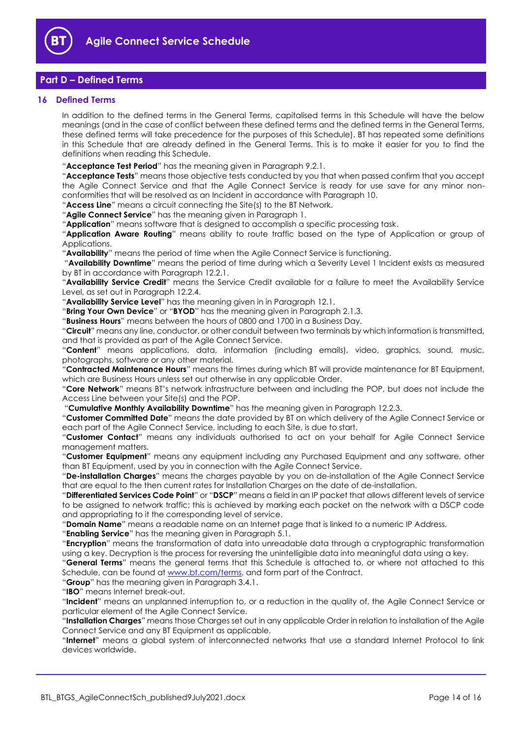## Part D – Defined Terms

### 16 Defined Terms

In addition to the defined terms in the General Terms, capitalised terms in this Schedule will have the below meanings (and in the case of conflict between these defined terms and the defined terms in the General Terms, these defined terms will take precedence for the purposes of this Schedule). BT has repeated some definitions in this Schedule that are already defined in the General Terms. This is to make it easier for you to find the definitions when reading this Schedule.

"**Acceptance Test Period**" has the meaning given in Paragraph 9.2.1.

"**Acceptance Tests**" means those objective tests conducted by you that when passed confirm that you accept the Agile Connect Service and that the Agile Connect Service is ready for use save for any minor non-conformities that will be resolved as an Incident in accordance with Paragraph 10.

"**Access Line**" means a circuit connecting the Site(s) to the BT Network.

"**Agile Connect Service**" has the meaning given in Paragraph 1.

"**Application**" means software that is designed to accomplish a specific processing task.

"**Application Aware Routing**" means ability to route traffic based on the type of Application or group of Applications.

"**Availability**" means the period of time when the Agile Connect Service is functioning.

"**Availability Downtime**" means the period of time during which a Severity Level 1 Incident exists as measured by BT in accordance with Paragraph 12.2.1.

"**Availability Service Credit**" means the Service Credit available for a failure to meet the Availability Service Level, as set out in Paragraph 12.2.4.

"**Availability Service Level**" has the meaning given in in Paragraph 12.1.

"**Bring Your Own Device**" or "**BYOD**" has the meaning given in Paragraph 2.1.3.

"**Business Hours**" means between the hours of 0800 and 1700 in a Business Day.

"**Circuit**" means any line, conductor, or other conduit between two terminals by which information is transmitted, and that is provided as part of the Agile Connect Service.

"**Content**" means applications, data, information (including emails), video, graphics, sound, music, photographs, software or any other material.

"**Contracted Maintenance Hours**" means the times during which BT will provide maintenance for BT Equipment, which are Business Hours unless set out otherwise in any applicable Order.

"**Core Network**" means BT's network infrastructure between and including the POP, but does not include the Access Line between your Site(s) and the POP.

"**Cumulative Monthly Availability Downtime**" has the meaning given in Paragraph 12.2.3.

"**Customer Committed Date**" means the date provided by BT on which delivery of the Agile Connect Service or each part of the Agile Connect Service, including to each Site, is due to start.

"**Customer Contact**" means any individuals authorised to act on your behalf for Agile Connect Service management matters.

"**Customer Equipment**" means any equipment including any Purchased Equipment and any software, other than BT Equipment, used by you in connection with the Agile Connect Service.

"**De-installation Charges**" means the charges payable by you on de-installation of the Agile Connect Service that are equal to the then current rates for Installation Charges on the date of de-installation.

"**Differentiated Services Code Point**" or "**DSCP**" means a field in an IP packet that allows different levels of service to be assigned to network traffic; this is achieved by marking each packet on the network with a DSCP code and appropriating to it the corresponding level of service.

"**Domain Name**" means a readable name on an Internet page that is linked to a numeric IP Address.

"**Enabling Service**" has the meaning given in Paragraph 5.1.

"**Encryption**" means the transformation of data into unreadable data through a cryptographic transformation using a key. Decryption is the process for reversing the unintelligible data into meaningful data using a key.

"**General Terms**" means the general terms that this Schedule is attached to, or where not attached to this Schedule, can be found at [www.bt.com/terms](www.bt.com/terms), and form part of the Contract.

"**Group**" has the meaning given in Paragraph 3.4.1.

"**IBO**" means Internet break-out.

"**Incident**" means an unplanned interruption to, or a reduction in the quality of, the Agile Connect Service or particular element of the Agile Connect Service.

"**Installation Charges**" means those Charges set out in any applicable Order in relation to installation of the Agile Connect Service and any BT Equipment as applicable.

"**Internet**" means a global system of interconnected networks that use a standard Internet Protocol to link devices worldwide.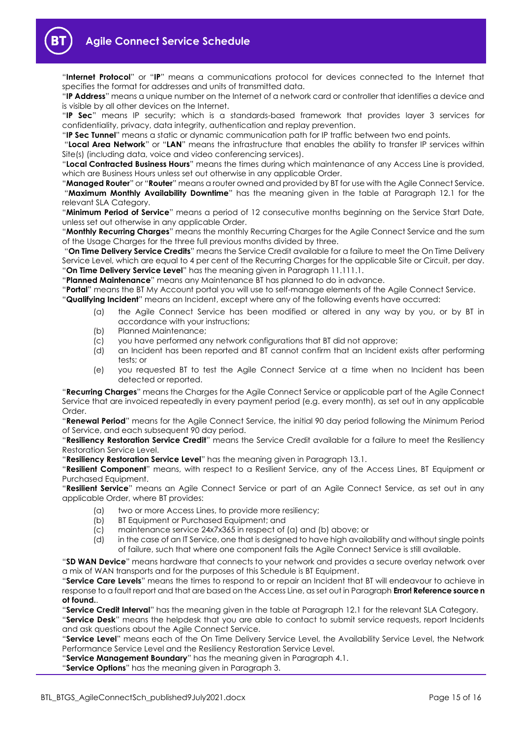"**Internet Protocol**" or "**IP**" means a communications protocol for devices connected to the Internet that specifies the format for addresses and units of transmitted data.

"**IP Address**" means a unique number on the Internet of a network card or controller that identifies a device and is visible by all other devices on the Internet.

"**IP Sec**" means IP security; which is a standards-based framework that provides layer 3 services for confidentiality, privacy, data integrity, authentication and replay prevention.

"**IP Sec Tunnel**" means a static or dynamic communication path for IP traffic between two end points.

"**Local Area Network**" or "**LAN**" means the infrastructure that enables the ability to transfer IP services within Site(s) (including data, voice and video conferencing services).

"**Local Contracted Business Hours**" means the times during which maintenance of any Access Line is provided, which are Business Hours unless set out otherwise in any applicable Order.

"**Managed Router**" or "**Router**" means a router owned and provided by BT for use with the Agile Connect Service.

"**Maximum Monthly Availability Downtime**" has the meaning given in the table at Paragraph 12.1 for the relevant SLA Category.

"**Minimum Period of Service**" means a period of 12 consecutive months beginning on the Service Start Date, unless set out otherwise in any applicable Order.

"**Monthly Recurring Charges**" means the monthly Recurring Charges for the Agile Connect Service and the sum of the Usage Charges for the three full previous months divided by three.

"**On Time Delivery Service Credits**" means the Service Credit available for a failure to meet the On Time Delivery Service Level, which are equal to 4 per cent of the Recurring Charges for the applicable Site or Circuit, per day.

"**On Time Delivery Service Level**" has the meaning given in Paragraph 11.111.1.

"**Planned Maintenance**" means any Maintenance BT has planned to do in advance.

"**Portal**" means the BT My Account portal you will use to self-manage elements of the Agile Connect Service.

"**Qualifying Incident**" means an Incident, except where any of the following events have occurred:

(a) the Agile Connect Service has been modified or altered in any way by you, or by BT in accordance with your instructions;

(b) Planned Maintenance;

(c) you have performed any network configurations that BT did not approve;

(d) an Incident has been reported and BT cannot confirm that an Incident exists after performing tests; or

(e) you requested BT to test the Agile Connect Service at a time when no Incident has been detected or reported.

"**Recurring Charges**" means the Charges for the Agile Connect Service or applicable part of the Agile Connect Service that are invoiced repeatedly in every payment period (e.g. every month), as set out in any applicable Order.

"**Renewal Period**" means for the Agile Connect Service, the initial 90 day period following the Minimum Period of Service, and each subsequent 90 day period.

"**Resiliency Restoration Service Credit**" means the Service Credit available for a failure to meet the Resiliency Restoration Service Level.

"**Resiliency Restoration Service Level**" has the meaning given in Paragraph 13.1.

"**Resilient Component**" means, with respect to a Resilient Service, any of the Access Lines, BT Equipment or Purchased Equipment.

"**Resilient Service**" means an Agile Connect Service or part of an Agile Connect Service, as set out in any applicable Order, where BT provides:

(a) two or more Access Lines, to provide more resiliency;

(b) BT Equipment or Purchased Equipment; and

(c) maintenance service 24x7x365 in respect of (a) and (b) above; or

(d) in the case of an IT Service, one that is designed to have high availability and without single points of failure, such that where one component fails the Agile Connect Service is still available.

"**SD WAN Device**" means hardware that connects to your network and provides a secure overlay network over a mix of WAN transports and for the purposes of this Schedule is BT Equipment.

"**Service Care Levels**" means the times to respond to or repair an Incident that BT will endeavour to achieve in response to a fault report and that are based on the Access Line, as set out in Paragraph **Error! Reference source not found.**.

"**Service Credit Interval**" has the meaning given in the table at Paragraph 12.1 for the relevant SLA Category.

"**Service Desk**" means the helpdesk that you are able to contact to submit service requests, report Incidents and ask questions about the Agile Connect Service.

"**Service Level**" means each of the On Time Delivery Service Level, the Availability Service Level, the Network Performance Service Level and the Resiliency Restoration Service Level.

"**Service Management Boundary**" has the meaning given in Paragraph 4.1.

"**Service Options**" has the meaning given in Paragraph 3.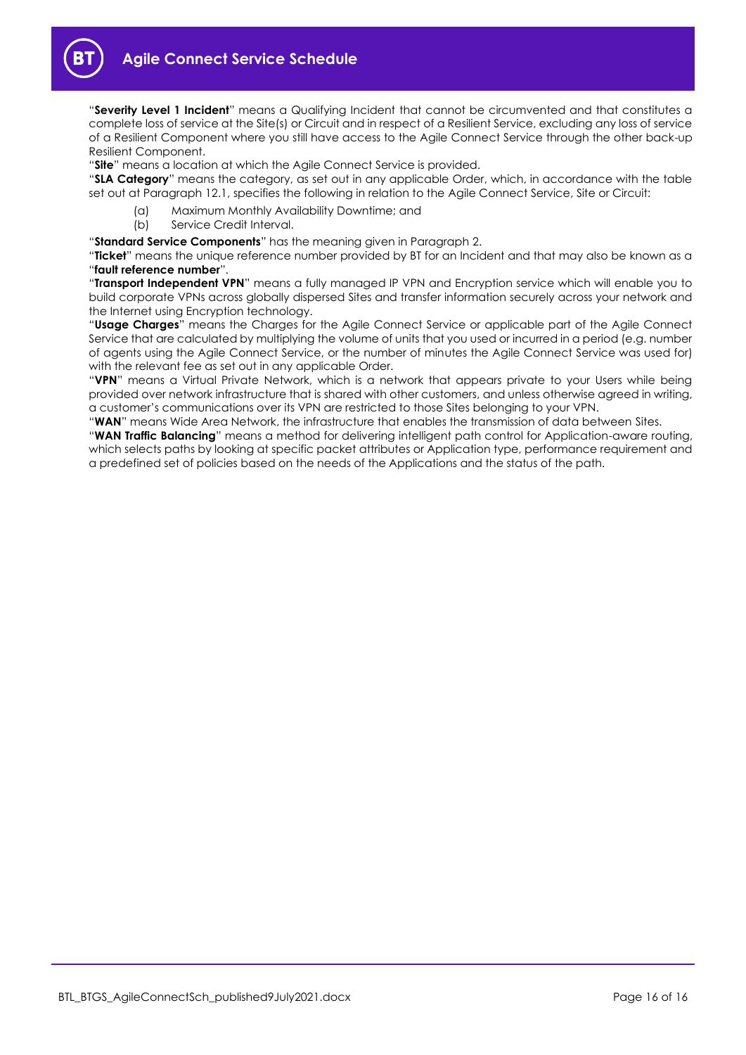"**Severity Level 1 Incident**" means a Qualifying Incident that cannot be circumvented and that constitutes a complete loss of service at the Site(s) or Circuit and in respect of a Resilient Service, excluding any loss of service of a Resilient Component where you still have access to the Agile Connect Service through the other back-up Resilient Component.

"**Site**" means a location at which the Agile Connect Service is provided.

"**SLA Category**" means the category, as set out in any applicable Order, which, in accordance with the table set out at Paragraph 12.1, specifies the following in relation to the Agile Connect Service, Site or Circuit:

(a) Maximum Monthly Availability Downtime; and

(b) Service Credit Interval.

"**Standard Service Components**" has the meaning given in Paragraph 2.

"**Ticket**" means the unique reference number provided by BT for an Incident and that may also be known as a "**fault reference number**".

"**Transport Independent VPN**" means a fully managed IP VPN and Encryption service which will enable you to build corporate VPNs across globally dispersed Sites and transfer information securely across your network and the Internet using Encryption technology.

"**Usage Charges**" means the Charges for the Agile Connect Service or applicable part of the Agile Connect Service that are calculated by multiplying the volume of units that you used or incurred in a period (e.g. number of agents using the Agile Connect Service, or the number of minutes the Agile Connect Service was used for) with the relevant fee as set out in any applicable Order.

"**VPN**" means a Virtual Private Network, which is a network that appears private to your Users while being provided over network infrastructure that is shared with other customers, and unless otherwise agreed in writing, a customer's communications over its VPN are restricted to those Sites belonging to your VPN.

"**WAN**" means Wide Area Network, the infrastructure that enables the transmission of data between Sites.

"**WAN Traffic Balancing**" means a method for delivering intelligent path control for Application-aware routing, which selects paths by looking at specific packet attributes or Application type, performance requirement and a predefined set of policies based on the needs of the Applications and the status of the path.